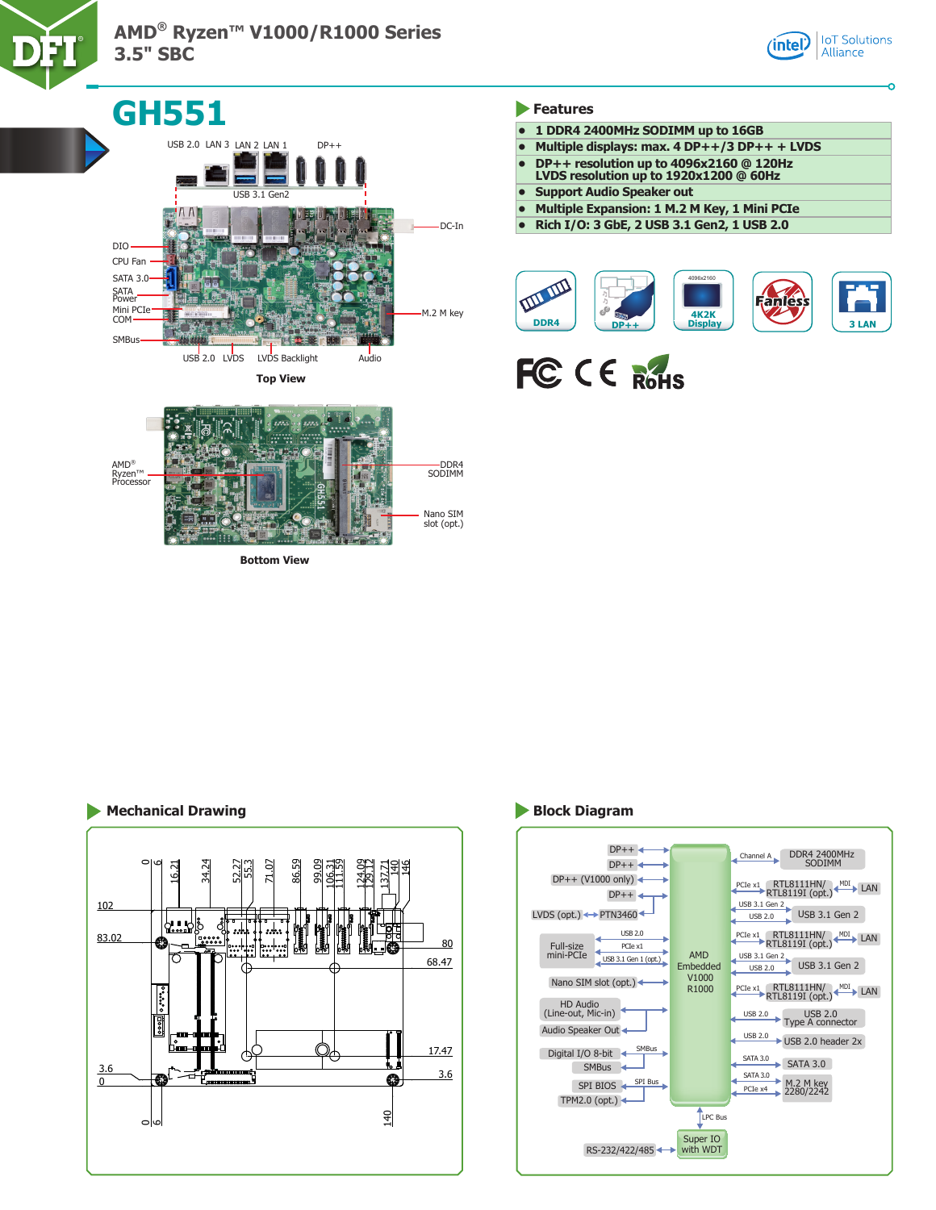# AMD® Ryzen™ V1000/R1000 Series 3.5" SBC

## GH551

USB 2.0 LAN 3 LAN 2 LAN 1 DP++

USB 3.1 Gen2

DC-In

DIO

CPU Fan

SATA 3.0

SATA Power

Mini PCIe

COM

SMBus

M.2 M key

USB 2.0 LVDS LVDS Backlight Audio

**Top View**

AMD® Ryzen™ Processor

DDR4 SODIMM

Nano SIM slot (opt.)

**Bottom View**

## Features

- **1 DDR4 2400MHz SODIMM up to 16GB**
- **Multiple displays: max. 4 DP++/3 DP++ + LVDS**
- **DP++ resolution up to 4096x2160 @ 120Hz LVDS resolution up to 1920x1200 @ 60Hz**
- **Support Audio Speaker out**
- **Multiple Expansion: 1 M.2 M Key, 1 Mini PCIe**
- **Rich I/O: 3 GbE, 2 USB 3.1 Gen2, 1 USB 2.0**

DDR4 DP++ 4K2K Display Fanless 3 LAN

FC CE RoHS

## Mechanical Drawing

0 6 16.21 34.24 52.27 55.3 71.07 86.59 99.09 106.31 111.59 124.09 129.12 137.71 140 146

102

83.02

80

68.47

17.47

3.6

0

3.6

0 6 140

## Block Diagram

AMD Embedded V1000 R1000

DP++

DP++

DP++ (V1000 only)

DP++

LVDS (opt.) PTN3460

Full-size mini-PCIe — USB 2.0, PCIe x1, USB 3.1 Gen 1 (opt.)

Nano SIM slot (opt.)

HD Audio (Line-out, Mic-in)

Audio Speaker Out

Digital I/O 8-bit — SMBus

SMBus

SPI BIOS — SPI Bus

TPM2.0 (opt.)

Super IO with WDT — LPC Bus

RS-232/422/485

Channel A — DDR4 2400MHz SODIMM

PCIe x1 — RTL8111HN/ RTL8119I (opt.) — MDI — LAN

USB 3.1 Gen 2, USB 2.0 — USB 3.1 Gen 2

PCIe x1 — RTL8111HN/ RTL8119I (opt.) — MDI — LAN

USB 3.1 Gen 2, USB 2.0 — USB 3.1 Gen 2

PCIe x1 — RTL8111HN/ RTL8119I (opt.) — MDI — LAN

USB 2.0 — USB 2.0 Type A connector

USB 2.0 — USB 2.0 header 2x

SATA 3.0 — SATA 3.0

SATA 3.0, PCIe x4 — M.2 M key 2280/2242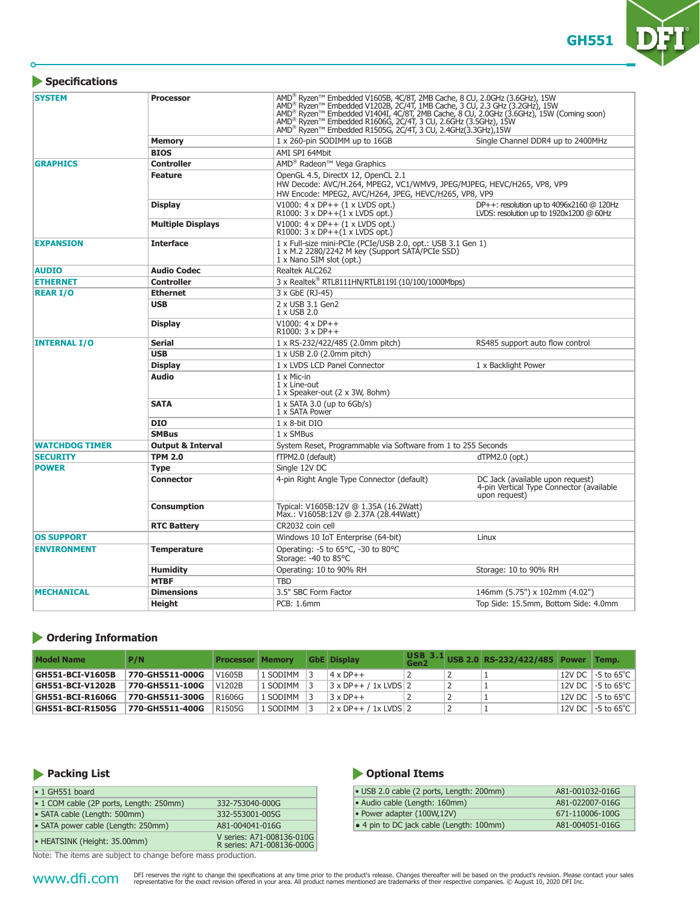## Specifications

| | | | |
|---|---|---|---|
| **SYSTEM** | **Processor** | AMD® Ryzen™ Embedded V1605B, 4C/8T, 2MB Cache, 8 CU, 2.0GHz (3.6GHz), 15W<br>AMD® Ryzen™ Embedded V1202B, 2C/4T, 1MB Cache, 3 CU, 2.3 GHz (3.2GHz), 15W<br>AMD® Ryzen™ Embedded V1404I, 4C/8T, 2MB Cache, 8 CU, 2.0GHz (3.6GHz), 15W (Coming soon)<br>AMD® Ryzen™ Embedded R1606G, 2C/4T, 3 CU, 2.6GHz (3.5GHz), 15W<br>AMD® Ryzen™ Embedded R1505G, 2C/4T, 3 CU, 2.4GHz(3.3GHz),15W | |
| | **Memory** | 1 x 260-pin SODIMM up to 16GB | Single Channel DDR4 up to 2400MHz |
| | **BIOS** | AMI SPI 64Mbit | |
| **GRAPHICS** | **Controller** | AMD® Radeon™ Vega Graphics | |
| | **Feature** | OpenGL 4.5, DirectX 12, OpenCL 2.1<br>HW Decode: AVC/H.264, MPEG2, VC1/WMV9, JPEG/MJPEG, HEVC/H265, VP8, VP9<br>HW Encode: MPEG2, AVC/H264, JPEG, HEVC/H265, VP8, VP9 | |
| | **Display** | V1000: 4 x DP++ (1 x LVDS opt.)<br>R1000: 3 x DP++(1 x LVDS opt.) | DP++: resolution up to 4096x2160 @ 120Hz<br>LVDS: resolution up to 1920x1200 @ 60Hz |
| | **Multiple Displays** | V1000: 4 x DP++ (1 x LVDS opt.)<br>R1000: 3 x DP++(1 x LVDS opt.) | |
| **EXPANSION** | **Interface** | 1 x Full-size mini-PCIe (PCIe/USB 2.0, opt.: USB 3.1 Gen 1)<br>1 x M.2 2280/2242 M key (Support SATA/PCIe SSD)<br>1 x Nano SIM slot (opt.) | |
| **AUDIO** | **Audio Codec** | Realtek ALC262 | |
| **ETHERNET** | **Controller** | 3 x Realtek® RTL8111HN/RTL8119I (10/100/1000Mbps) | |
| **REAR I/O** | **Ethernet** | 3 x GbE (RJ-45) | |
| | **USB** | 2 x USB 3.1 Gen2<br>1 x USB 2.0 | |
| | **Display** | V1000: 4 x DP++<br>R1000: 3 x DP++ | |
| **INTERNAL I/O** | **Serial** | 1 x RS-232/422/485 (2.0mm pitch) | RS485 support auto flow control |
| | **USB** | 1 x USB 2.0 (2.0mm pitch) | |
| | **Display** | 1 x LVDS LCD Panel Connector | 1 x Backlight Power |
| | **Audio** | 1 x Mic-in<br>1 x Line-out<br>1 x Speaker-out (2 x 3W, 8ohm) | |
| | **SATA** | 1 x SATA 3.0 (up to 6Gb/s)<br>1 x SATA Power | |
| | **DIO** | 1 x 8-bit DIO | |
| | **SMBus** | 1 x SMBus | |
| **WATCHDOG TIMER** | **Output & Interval** | System Reset, Programmable via Software from 1 to 255 Seconds | |
| **SECURITY** | **TPM 2.0** | fTPM2.0 (default) | dTPM2.0 (opt.) |
| **POWER** | **Type** | Single 12V DC | |
| | **Connector** | 4-pin Right Angle Type Connector (default) | DC Jack (available upon request)<br>4-pin Vertical Type Connector (available upon request) |
| | **Consumption** | Typical: V1605B:12V @ 1.35A (16.2Watt)<br>Max.: V1605B:12V @ 2.37A (28.44Watt) | |
| | **RTC Battery** | CR2032 coin cell | |
| **OS SUPPORT** | | Windows 10 IoT Enterprise (64-bit) | Linux |
| **ENVIRONMENT** | **Temperature** | Operating: -5 to 65°C, -30 to 80°C<br>Storage: -40 to 85°C | |
| | **Humidity** | Operating: 10 to 90% RH | Storage: 10 to 90% RH |
| | **MTBF** | TBD | |
| **MECHANICAL** | **Dimensions** | 3.5" SBC Form Factor | 146mm (5.75") x 102mm (4.02") |
| | **Height** | PCB: 1.6mm | Top Side: 15.5mm, Bottom Side: 4.0mm |

## Ordering Information

| Model Name | P/N | Processor | Memory | GbE | Display | USB 3.1 Gen2 | USB 2.0 | RS-232/422/485 | Power | Temp. |
|---|---|---|---|---|---|---|---|---|---|---|
| **GH551-BCI-V1605B** | **770-GH5511-000G** | V1605B | 1 SODIMM | 3 | 4 x DP++ | 2 | 2 | 1 | 12V DC | -5 to 65°C |
| **GH551-BCI-V1202B** | **770-GH5511-100G** | V1202B | 1 SODIMM | 3 | 3 x DP++ / 1x LVDS | 2 | 2 | 1 | 12V DC | -5 to 65°C |
| **GH551-BCI-R1606G** | **770-GH5511-300G** | R1606G | 1 SODIMM | 3 | 3 x DP++ | 2 | 2 | 1 | 12V DC | -5 to 65°C |
| **GH551-BCI-R1505G** | **770-GH5511-400G** | R1505G | 1 SODIMM | 3 | 2 x DP++ / 1x LVDS | 2 | 2 | 1 | 12V DC | -5 to 65°C |

## Packing List

| | |
|---|---|
| • 1 GH551 board | |
| • 1 COM cable (2P ports, Length: 250mm) | 332-753040-000G |
| • SATA cable (Length: 500mm) | 332-553001-005G |
| • SATA power cable (Length: 250mm) | A81-004041-016G |
| • HEATSINK (Height: 35.00mm) | V series: A71-008136-010G<br>R series: A71-008136-000G |

Note: The items are subject to change before mass production.

## Optional Items

| | |
|---|---|
| • USB 2.0 cable (2 ports, Length: 200mm) | A81-001032-016G |
| • Audio cable (Length: 160mm) | A81-022007-016G |
| • Power adapter (100W,12V) | 671-110006-100G |
| • 4 pin to DC jack cable (Length: 100mm) | A81-004051-016G |

www.dfi.com

DFI reserves the right to change the specifications at any time prior to the product's release. Changes thereafter will be based on the product's revision. Please contact your sales representative for the exact revision offered in your area. All product names mentioned are trademarks of their respective companies. © August 10, 2020 DFI Inc.